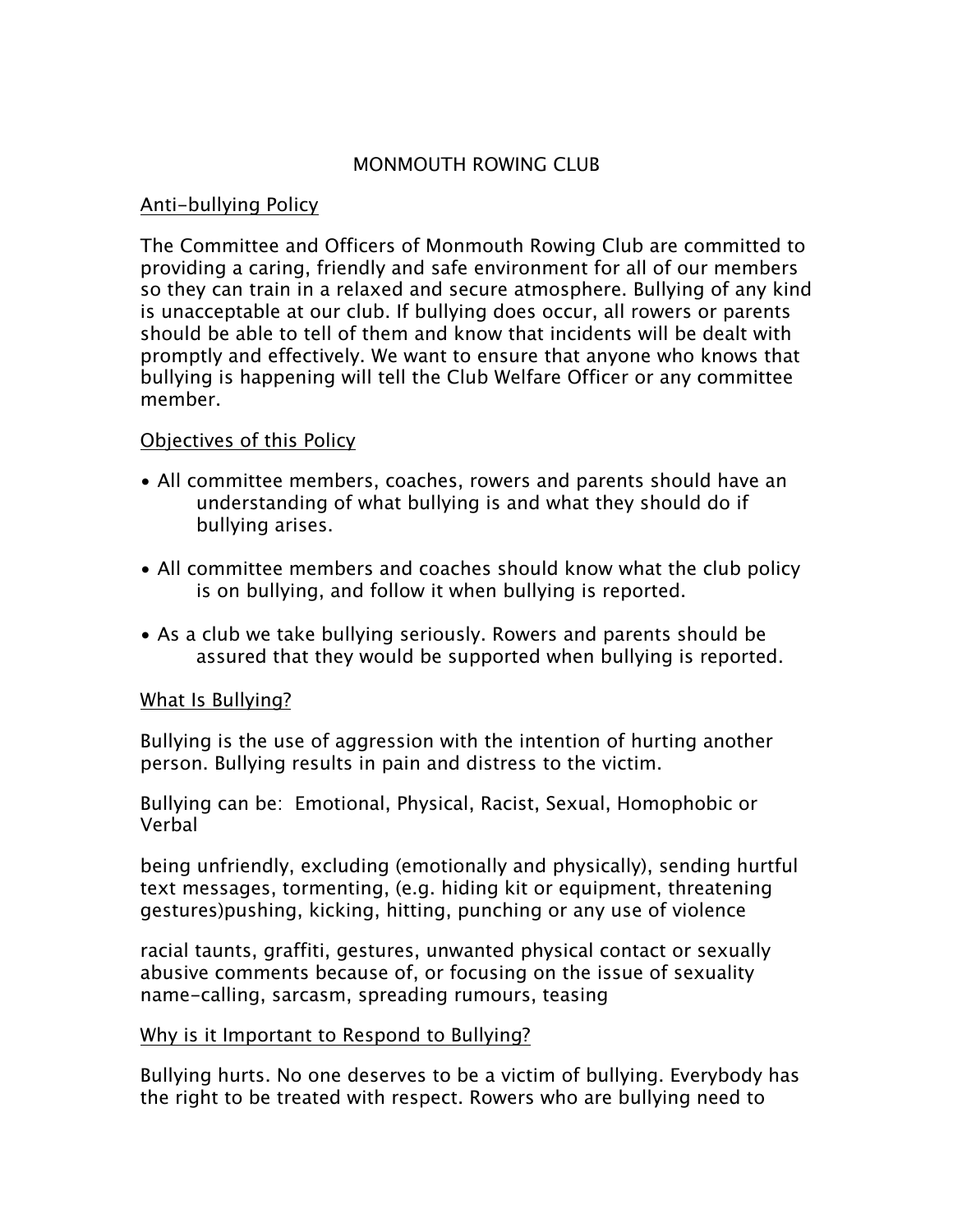# MONMOUTH ROWING CLUB

## Anti-bullying Policy

The Committee and Officers of Monmouth Rowing Club are committed to providing a caring, friendly and safe environment for all of our members so they can train in a relaxed and secure atmosphere. Bullying of any kind is unacceptable at our club. If bullying does occur, all rowers or parents should be able to tell of them and know that incidents will be dealt with promptly and effectively. We want to ensure that anyone who knows that bullying is happening will tell the Club Welfare Officer or any committee member.

## Objectives of this Policy

- All committee members, coaches, rowers and parents should have an understanding of what bullying is and what they should do if bullying arises.
- All committee members and coaches should know what the club policy is on bullying, and follow it when bullying is reported.
- As a club we take bullying seriously. Rowers and parents should be assured that they would be supported when bullying is reported.

## What Is Bullying?

Bullying is the use of aggression with the intention of hurting another person. Bullying results in pain and distress to the victim.

Bullying can be: Emotional, Physical, Racist, Sexual, Homophobic or Verbal

being unfriendly, excluding (emotionally and physically), sending hurtful text messages, tormenting, (e.g. hiding kit or equipment, threatening gestures)pushing, kicking, hitting, punching or any use of violence

racial taunts, graffiti, gestures, unwanted physical contact or sexually abusive comments because of, or focusing on the issue of sexuality name-calling, sarcasm, spreading rumours, teasing

## Why is it Important to Respond to Bullying?

Bullying hurts. No one deserves to be a victim of bullying. Everybody has the right to be treated with respect. Rowers who are bullying need to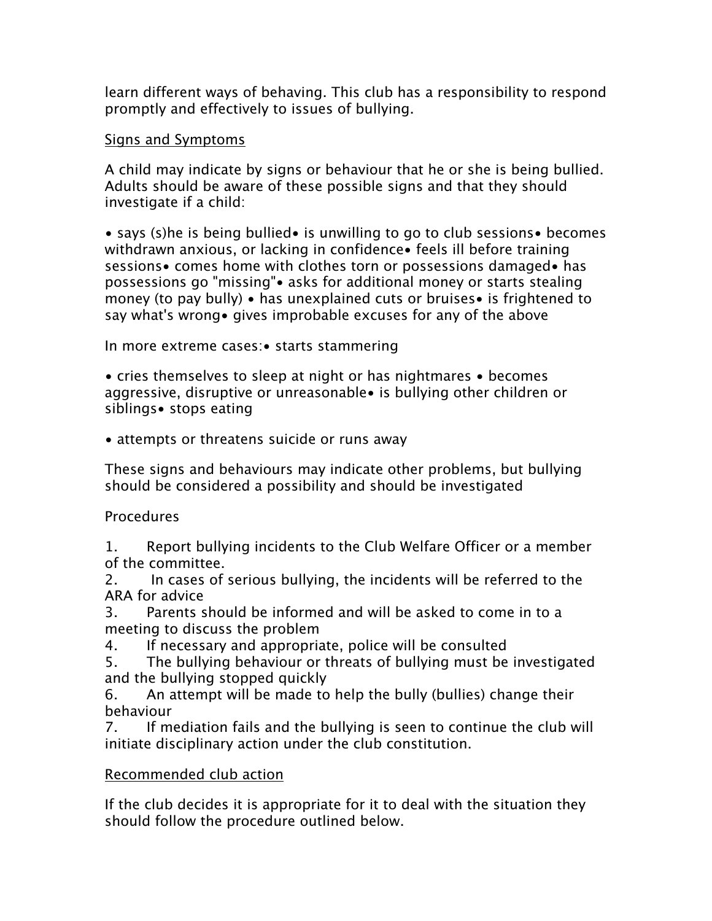learn different ways of behaving. This club has a responsibility to respond promptly and effectively to issues of bullying.

Signs and Symptoms

A child may indicate by signs or behaviour that he or she is being bullied. Adults should be aware of these possible signs and that they should investigate if a child:

- says (s)he is being bullied
- is unwilling to go to club sessions
- becomes withdrawn anxious, or lacking in confidence
- feels ill before training sessions
- comes home with clothes torn or possessions damaged
- has possessions go "missing"
- asks for additional money or starts stealing money (to pay bully)
- has unexplained cuts or bruises
- is frightened to say what's wrong
- gives improbable excuses for any of the above

In more extreme cases:

- starts stammering
- cries themselves to sleep at night or has nightmares
- becomes aggressive, disruptive or unreasonable
- is bullying other children or siblings
- stops eating
- attempts or threatens suicide or runs away

These signs and behaviours may indicate other problems, but bullying should be considered a possibility and should be investigated

Procedures

1. Report bullying incidents to the Club Welfare Officer or a member of the committee.
2. In cases of serious bullying, the incidents will be referred to the ARA for advice
3. Parents should be informed and will be asked to come in to a meeting to discuss the problem
4. If necessary and appropriate, police will be consulted
5. The bullying behaviour or threats of bullying must be investigated and the bullying stopped quickly
6. An attempt will be made to help the bully (bullies) change their behaviour
7. If mediation fails and the bullying is seen to continue the club will initiate disciplinary action under the club constitution.

Recommended club action

If the club decides it is appropriate for it to deal with the situation they should follow the procedure outlined below.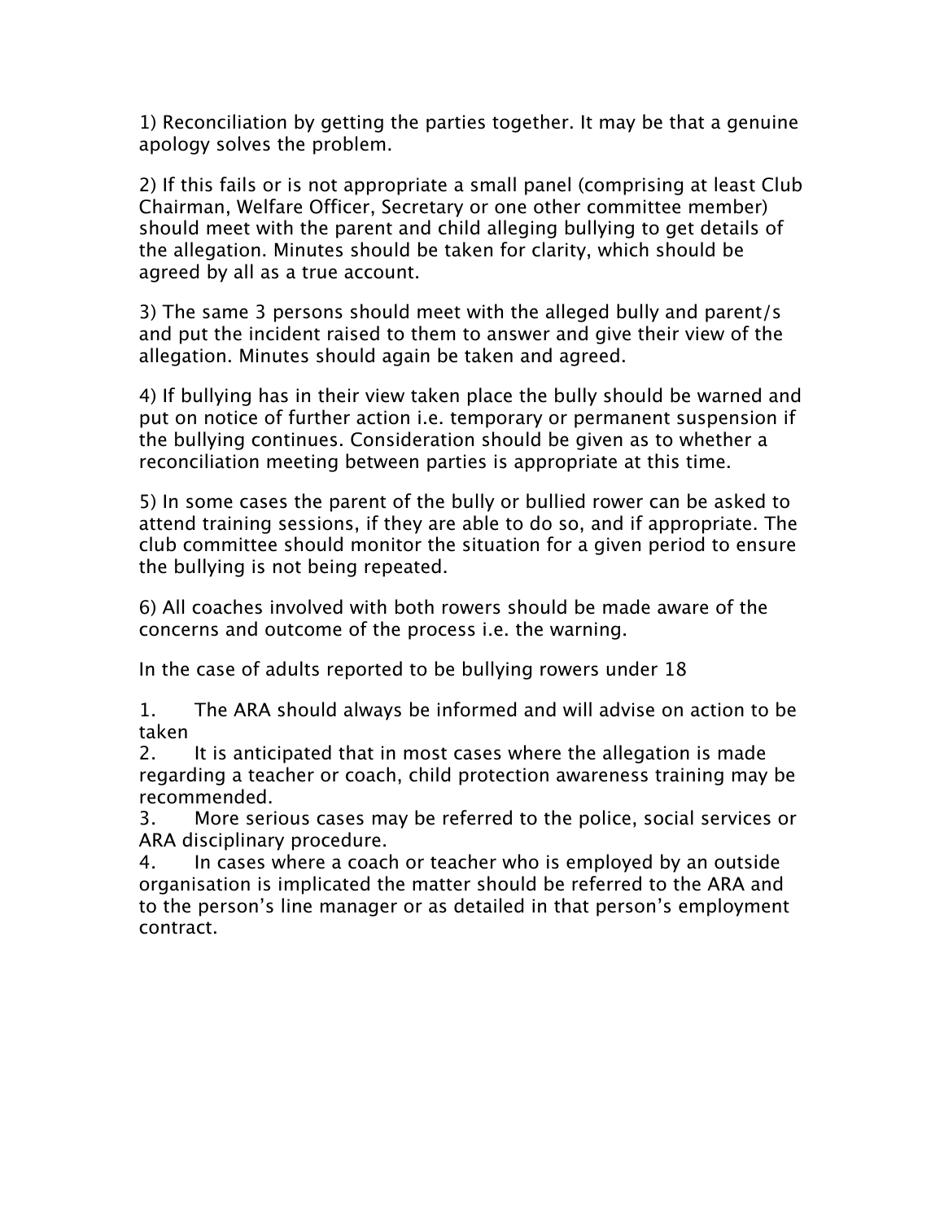1) Reconciliation by getting the parties together. It may be that a genuine apology solves the problem.

2) If this fails or is not appropriate a small panel (comprising at least Club Chairman, Welfare Officer, Secretary or one other committee member) should meet with the parent and child alleging bullying to get details of the allegation. Minutes should be taken for clarity, which should be agreed by all as a true account.

3) The same 3 persons should meet with the alleged bully and parent/s and put the incident raised to them to answer and give their view of the allegation. Minutes should again be taken and agreed.

4) If bullying has in their view taken place the bully should be warned and put on notice of further action i.e. temporary or permanent suspension if the bullying continues. Consideration should be given as to whether a reconciliation meeting between parties is appropriate at this time.

5) In some cases the parent of the bully or bullied rower can be asked to attend training sessions, if they are able to do so, and if appropriate. The club committee should monitor the situation for a given period to ensure the bullying is not being repeated.

6) All coaches involved with both rowers should be made aware of the concerns and outcome of the process i.e. the warning.

In the case of adults reported to be bullying rowers under 18

1. The ARA should always be informed and will advise on action to be taken
2. It is anticipated that in most cases where the allegation is made regarding a teacher or coach, child protection awareness training may be recommended.
3. More serious cases may be referred to the police, social services or ARA disciplinary procedure.
4. In cases where a coach or teacher who is employed by an outside organisation is implicated the matter should be referred to the ARA and to the person's line manager or as detailed in that person's employment contract.